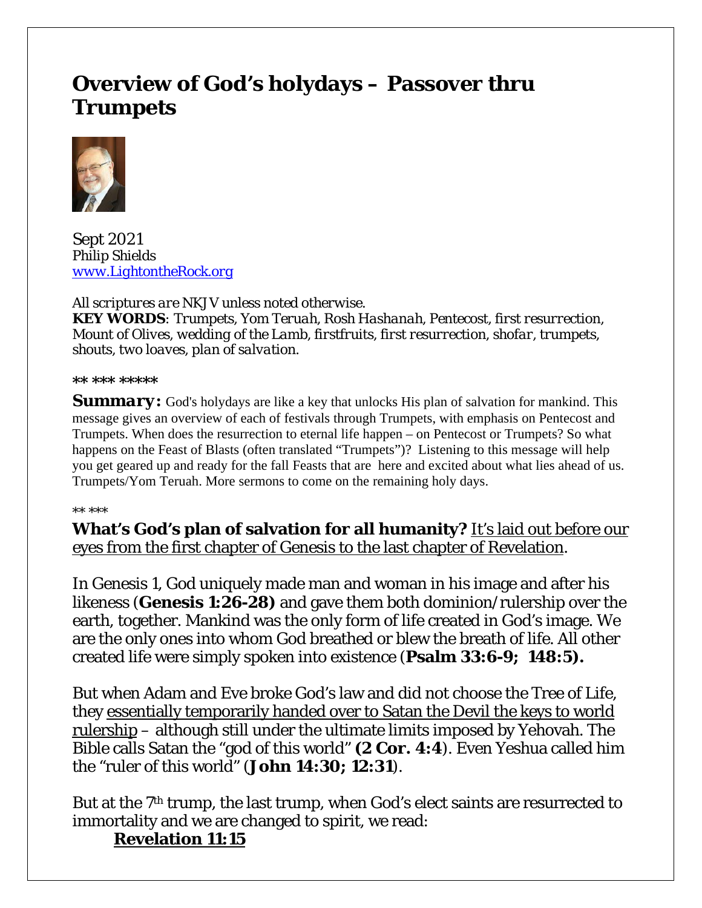# Overview of God's holydays – Passover thru Trumpets

Sept 2021
Philip Shields
www.LightontheRock.org

*All scriptures are NKJV unless noted otherwise.*
***KEY WORDS***: *Trumpets, Yom Teruah, Rosh Hashanah, Pentecost, first resurrection, Mount of Olives, wedding of the Lamb, firstfruits, first resurrection, shofar, trumpets, shouts, two loaves, plan of salvation.*

** *** *****

***Summary:*** God's holydays are like a key that unlocks His plan of salvation for mankind. This message gives an overview of each of festivals through Trumpets, with emphasis on Pentecost and Trumpets. When does the resurrection to eternal life happen – on Pentecost or Trumpets? So what happens on the Feast of Blasts (often translated "Trumpets")? Listening to this message will help you get geared up and ready for the fall Feasts that are here and excited about what lies ahead of us. Trumpets/Yom Teruah. More sermons to come on the remaining holy days.

** ***

**What's God's plan of salvation for all humanity?** <u>It's laid out before our eyes from the first chapter of Genesis to the last chapter of Revelation</u>.

In Genesis 1, God uniquely made man and woman in his image and after his likeness (**Genesis 1:26-28)** and gave them both dominion/rulership over the earth, together. Mankind was the only form of life created in God's image. We are the only ones into whom God breathed or blew the breath of life. All other created life were simply spoken into existence (**Psalm 33:6-9; 148:5).**

But when Adam and Eve broke God's law and did not choose the Tree of Life, they <u>essentially temporarily handed over to Satan the Devil the keys to world rulership</u> – although still under the ultimate limits imposed by Yehovah. The Bible calls Satan the "god of this world" **(2 Cor. 4:4**). Even Yeshua called him the "ruler of this world" (**John 14:30; 12:31**).

But at the 7th trump, the last trump, when God's elect saints are resurrected to immortality and we are changed to spirit, we read:

**<u>Revelation 11:15</u>**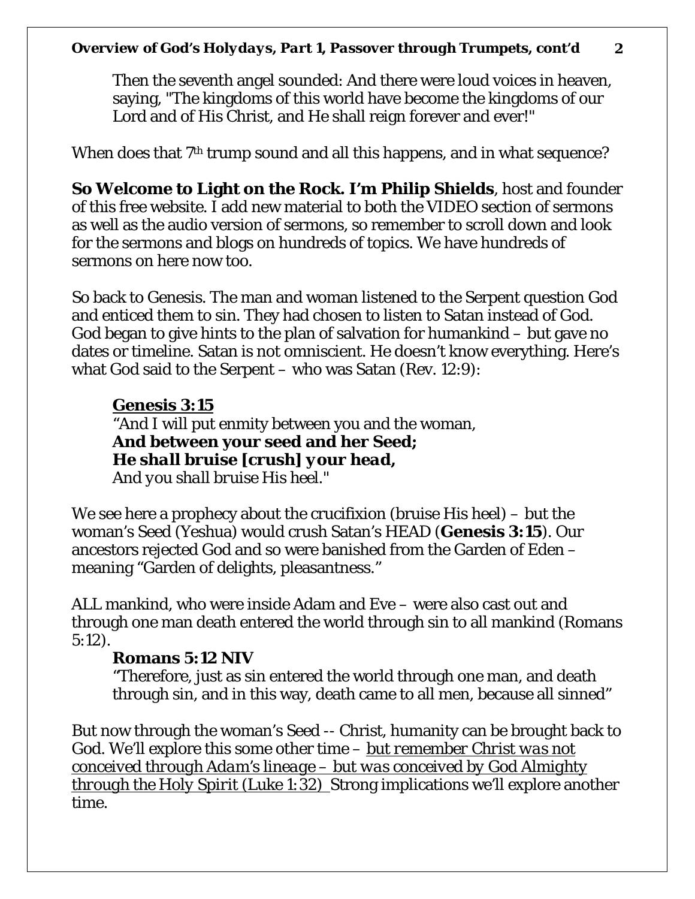Then the seventh angel sounded: And there were loud voices in heaven, saying, "The kingdoms of this world have become the kingdoms of our Lord and of His Christ, and He shall reign forever and ever!"

When does that 7th trump sound and all this happens, and in what sequence?

**So Welcome to Light on the Rock. I'm Philip Shields**, host and founder of this free website. I add new material to both the VIDEO section of sermons as well as the audio version of sermons, so remember to scroll down and look for the sermons and blogs on hundreds of topics. We have hundreds of sermons on here now too.

So back to Genesis. The man and woman listened to the Serpent question God and enticed them to sin. They had chosen to listen to Satan instead of God. God began to give hints to the plan of salvation for humankind – but gave no dates or timeline. Satan is not omniscient. He doesn't know everything. Here's what God said to the Serpent – who was Satan (Rev. 12:9):

> **Genesis 3:15**
> "And I will put enmity between you and the woman,
> **And between your seed and her Seed;**
> ***He shall bruise [crush] your head,***
> *And you shall bruise His heel."*

We see here a prophecy about the crucifixion (bruise His heel) – but the woman's Seed (Yeshua) would crush Satan's HEAD (**Genesis 3:15**). Our ancestors rejected God and so were banished from the Garden of Eden – meaning "Garden of delights, pleasantness."

ALL mankind, who were inside Adam and Eve – were also cast out and through one man death entered the world through sin to all mankind (Romans 5:12).

> **Romans 5:12 NIV**
> "Therefore, just as sin entered the world through one man, and death through sin, and in this way, death came to all men, because all sinned"

But now through the woman's Seed -- Christ, humanity can be brought back to God. We'll explore this some other time – *but remember Christ was not conceived through Adam's lineage – but was conceived by God Almighty through the Holy Spirit (Luke 1:32)* Strong implications we'll explore another time.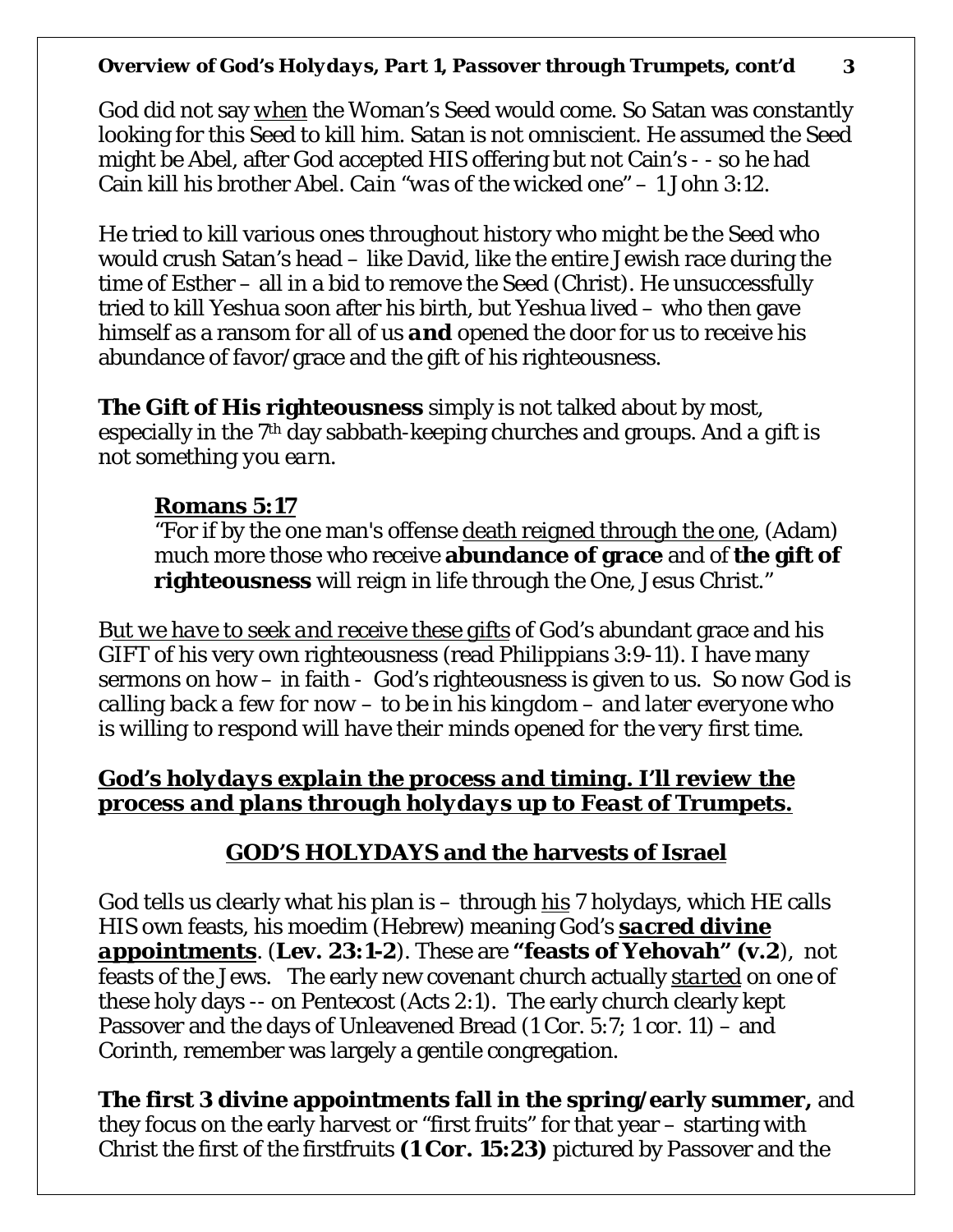God did not say <u>when</u> the Woman's Seed would come. So Satan was constantly looking for this Seed to kill him. Satan is not omniscient. He assumed the Seed might be Abel, after God accepted HIS offering but not Cain's - - so he had Cain kill his brother Abel. *Cain "was of the wicked one"* – 1 John 3:12.

He tried to kill various ones throughout history who might be the Seed who would crush Satan's head – like David, like the entire Jewish race during the time of Esther – all in a bid to remove the Seed (Christ). He unsuccessfully tried to kill Yeshua soon after his birth, but Yeshua lived – who then gave himself as a ransom for all of us ***and*** opened the door for us to receive his abundance of favor/grace and the gift of his righteousness.

**The Gift of His righteousness** simply is not talked about by most, especially in the 7th day sabbath-keeping churches and groups. *And a gift is not something you earn.*

> **<u>Romans 5:17</u>**
> "For if by the one man's offense <u>death reigned through the one</u>, (Adam) much more those who receive **abundance of grace** and of **the gift of righteousness** will reign in life through the One, Jesus Christ."

B*<u>ut we have to seek and receive these gifts</u>* of God's abundant grace and his GIFT of his very own righteousness (read Philippians 3:9-11). I have many sermons on how – in faith - God's righteousness is given to us. So now God is *calling back a few for now – to be in his kingdom – and later everyone who is willing to respond will have their minds opened for the very first time.*

***<u>God's holydays explain the process and timing. I'll review the process and plans through holydays up to Feast of Trumpets.</u>***

## <u>GOD'S HOLYDAYS and the harvests of Israel</u>

God tells us clearly what his plan is – through <u>his</u> 7 holydays, which HE calls HIS own feasts, his moedim (Hebrew) meaning God's ***<u>sacred divine appointments</u>***. (**Lev. 23:1-2**). These are **"feasts of Yehovah" (v.2**), not feasts of the Jews. The early new covenant church actually *<u>started</u>* on one of these holy days -- on Pentecost (Acts 2:1). The early church clearly kept Passover and the days of Unleavened Bread (1 Cor. 5:7; 1 cor. 11) – and Corinth, remember was largely a gentile congregation.

**The first 3 divine appointments fall in the spring/early summer,** and they focus on the early harvest or "first fruits" for that year – starting with Christ the first of the firstfruits **(1 Cor. 15:23)** pictured by Passover and the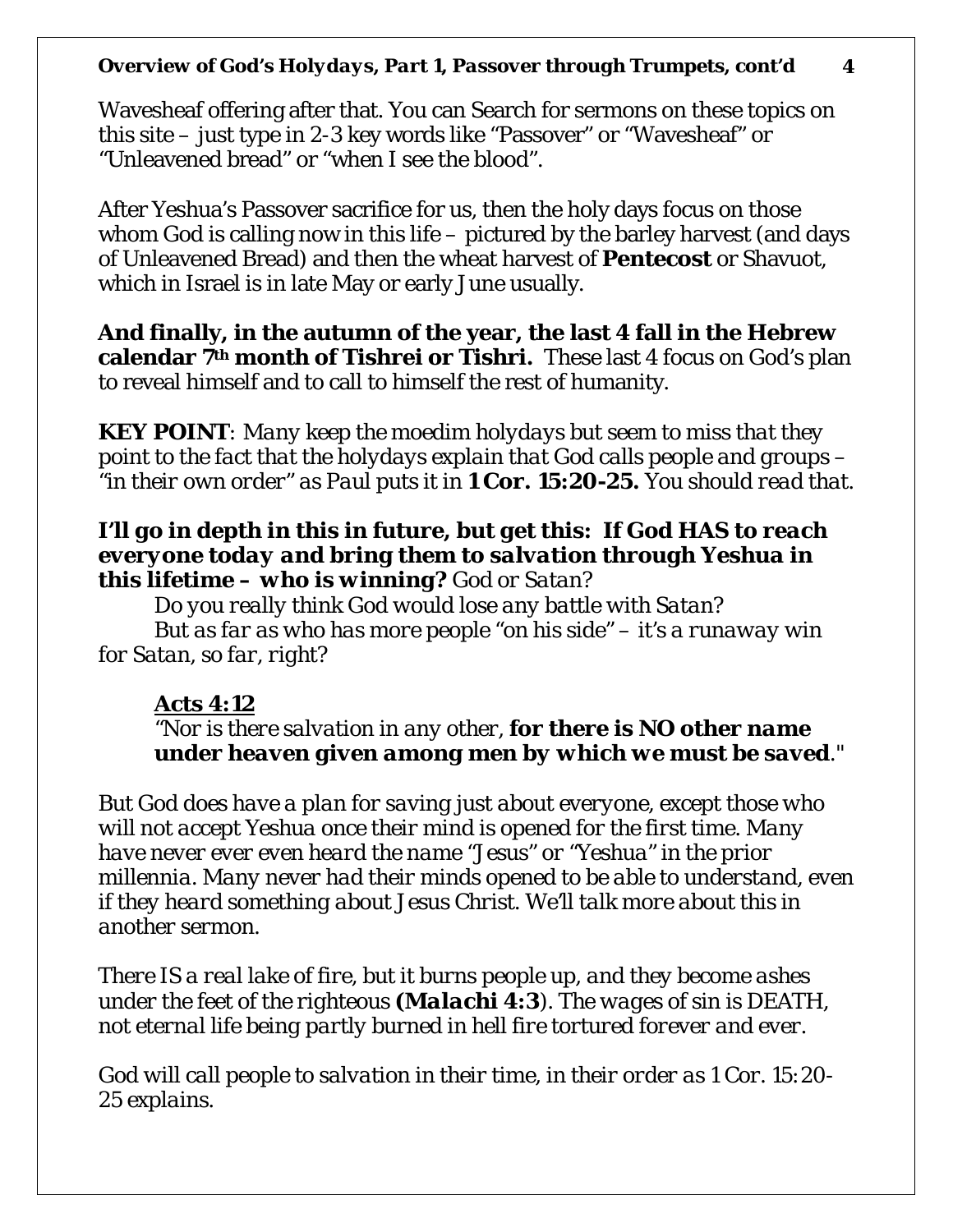Wavesheaf offering after that. You can Search for sermons on these topics on this site – just type in 2-3 key words like "Passover" or "Wavesheaf" or "Unleavened bread" or "when I see the blood".

After Yeshua's Passover sacrifice for us, then the holy days focus on those whom God is calling now in this life – pictured by the barley harvest (and days of Unleavened Bread) and then the wheat harvest of **Pentecost** or Shavuot, which in Israel is in late May or early June usually.

**And finally, in the autumn of the year, the last 4 fall in the Hebrew calendar 7th month of Tishrei or Tishri.** These last 4 focus on God's plan to reveal himself and to call to himself the rest of humanity.

***KEY POINT****: Many keep the moedim holydays but seem to miss that they point to the fact that the holydays explain that God calls people and groups – "in their own order" as Paul puts it in* ***1 Cor. 15:20-25.*** *You should read that.*

***I'll go in depth in this in future, but get this: If God HAS to reach everyone today and bring them to salvation through Yeshua in this lifetime – who is winning?*** *God or Satan?*

*Do you really think God would lose any battle with Satan?*

*But as far as who has more people "on his side" – it's a runaway win for Satan, so far, right?*

***Acts 4:12***

*"Nor is there salvation in any other,* ***for there is NO other name under heaven given among men by which we must be saved****."*

*But God does have a plan for saving just about everyone, except those who will not accept Yeshua once their mind is opened for the first time. Many have never ever even heard the name "Jesus" or "Yeshua" in the prior millennia. Many never had their minds opened to be able to understand, even if they heard something about Jesus Christ. We'll talk more about this in another sermon.*

*There IS a real lake of fire, but it burns people up, and they become ashes under the feet of the righteous* ***(Malachi 4:3****). The wages of sin is DEATH, not eternal life being partly burned in hell fire tortured forever and ever.*

*God will call people to salvation in their time, in their order as 1 Cor. 15:20-25 explains.*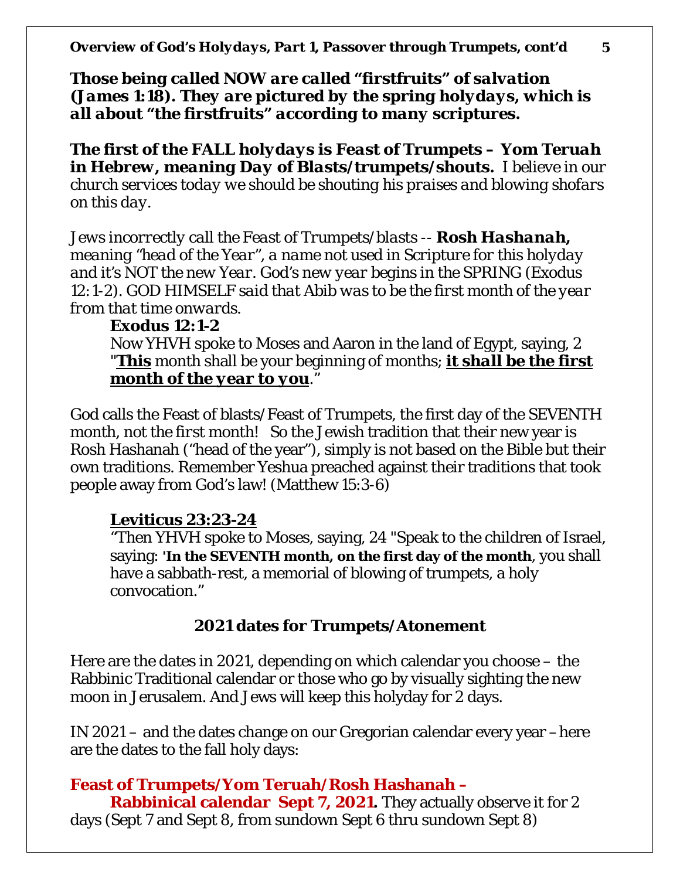***Those being called NOW are called "firstfruits" of salvation (James 1:18). They are pictured by the spring holydays, which is all about "the firstfruits" according to many scriptures.***

***The first of the FALL holydays is Feast of Trumpets – Yom Teruah in Hebrew, meaning Day of Blasts/trumpets/shouts.*** *I believe in our church services today we should be shouting his praises and blowing shofars on this day.*

*Jews incorrectly call the Feast of Trumpets/blasts --* ***Rosh Hashanah,*** *meaning "head of the Year", a name not used in Scripture for this holyday and it's NOT the new Year. God's new year begins in the SPRING (Exodus 12:1-2). GOD HIMSELF said that Abib was to be the first month of the year from that time onwards.*

> **Exodus 12:1-2**
> Now YHVH spoke to Moses and Aaron in the land of Egypt, saying, 2 "**<u>This</u>** month shall be your beginning of months; ***<u>it shall be the first month of the year to you</u>***."

God calls the Feast of blasts/Feast of Trumpets, the first day of the SEVENTH month, not the first month! So the Jewish tradition that their new year is Rosh Hashanah ("head of the year"), simply is not based on the Bible but their own traditions. Remember Yeshua preached against their traditions that took people away from God's law! (Matthew 15:3-6)

> **<u>Leviticus 23:23-24</u>**
> "Then YHVH spoke to Moses, saying, 24 "Speak to the children of Israel, saying: '**In the SEVENTH month, on the first day of the month**, you shall have a sabbath-rest, a memorial of blowing of trumpets, a holy convocation."

### 2021 dates for Trumpets/Atonement

Here are the dates in 2021, depending on which calendar you choose – the Rabbinic Traditional calendar or those who go by visually sighting the new moon in Jerusalem. And Jews will keep this holyday for 2 days.

IN 2021 – and the dates change on our Gregorian calendar every year – here are the dates to the fall holy days:

**Feast of Trumpets/Yom Teruah/Rosh Hashanah –**
**Rabbinical calendar Sept 7, 2021.** They actually observe it for 2 days (Sept 7 and Sept 8, from sundown Sept 6 thru sundown Sept 8)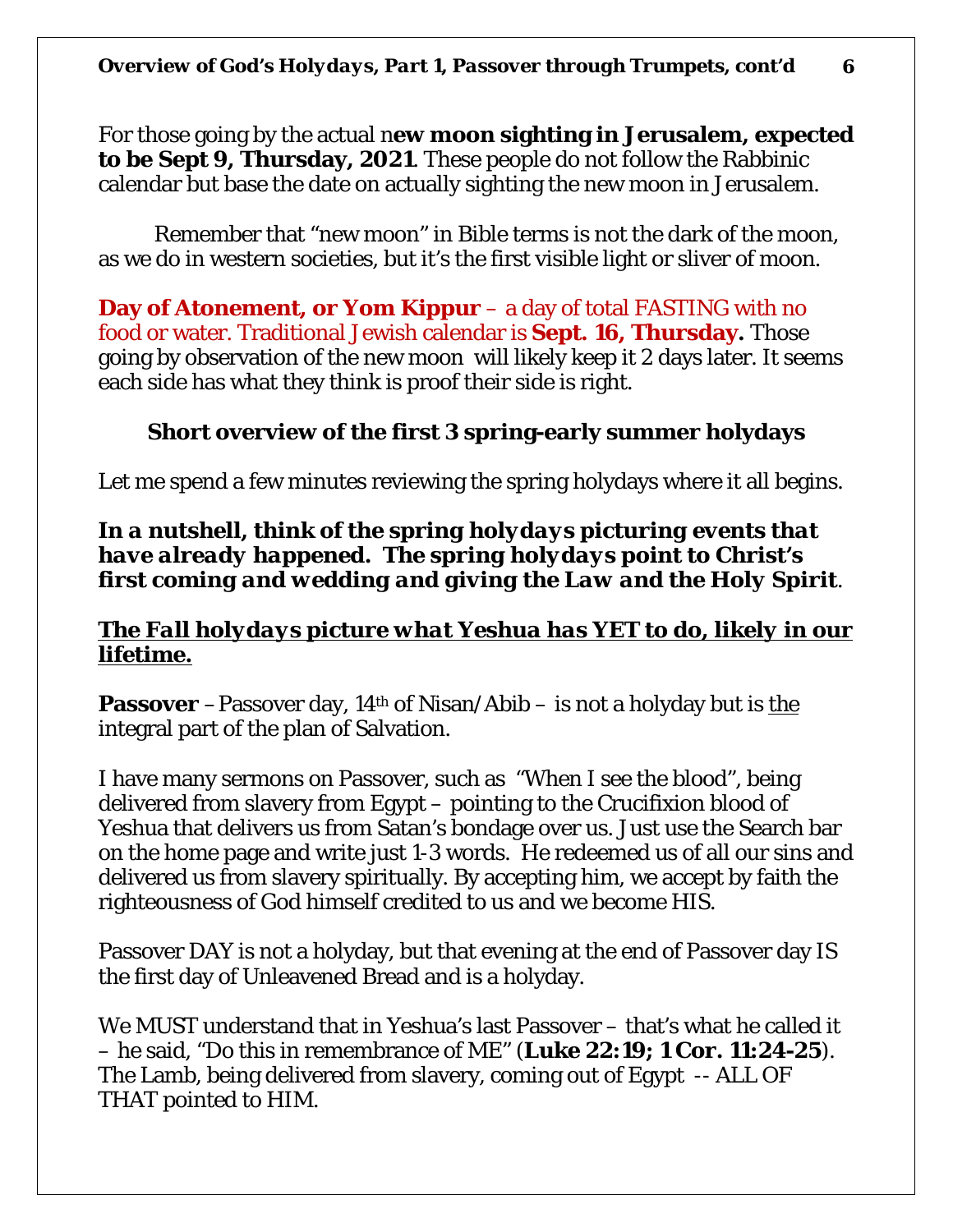For those going by the actual n**ew moon sighting in Jerusalem, expected to be Sept 9, Thursday, 2021**. These people do not follow the Rabbinic calendar but base the date on actually sighting the new moon in Jerusalem.

Remember that "new moon" in Bible terms is not the dark of the moon, as we do in western societies, but it's the first visible light or sliver of moon.

**Day of Atonement, or Yom Kippur** – a day of total FASTING with no food or water. Traditional Jewish calendar is **Sept. 16, Thursday.** Those going by observation of the new moon will likely keep it 2 days later. It seems each side has what they think is proof their side is right.

### Short overview of the first 3 spring-early summer holydays

Let me spend a few minutes reviewing the spring holydays where it all begins.

***In a nutshell, think of the spring holydays picturing events that have already happened. The spring holydays point to Christ's first coming and wedding and giving the Law and the Holy Spirit***.

***<u>The Fall holydays picture what Yeshua has YET to do, likely in our lifetime.</u>***

**Passover** – Passover day, 14th of Nisan/Abib – is not a holyday but is <u>the</u> integral part of the plan of Salvation.

I have many sermons on Passover, such as "When I see the blood", being delivered from slavery from Egypt – pointing to the Crucifixion blood of Yeshua that delivers us from Satan's bondage over us. Just use the Search bar on the home page and write just 1-3 words. He redeemed us of all our sins and delivered us from slavery spiritually. By accepting him, we accept by faith the righteousness of God himself credited to us and we become HIS.

Passover DAY is not a holyday, but that evening at the end of Passover day IS the first day of Unleavened Bread and is a holyday.

We MUST understand that in Yeshua's last Passover – that's what he called it – he said, "Do this in remembrance of ME" (**Luke 22:19; 1 Cor. 11:24-25**). The Lamb, being delivered from slavery, coming out of Egypt -- ALL OF THAT pointed to HIM.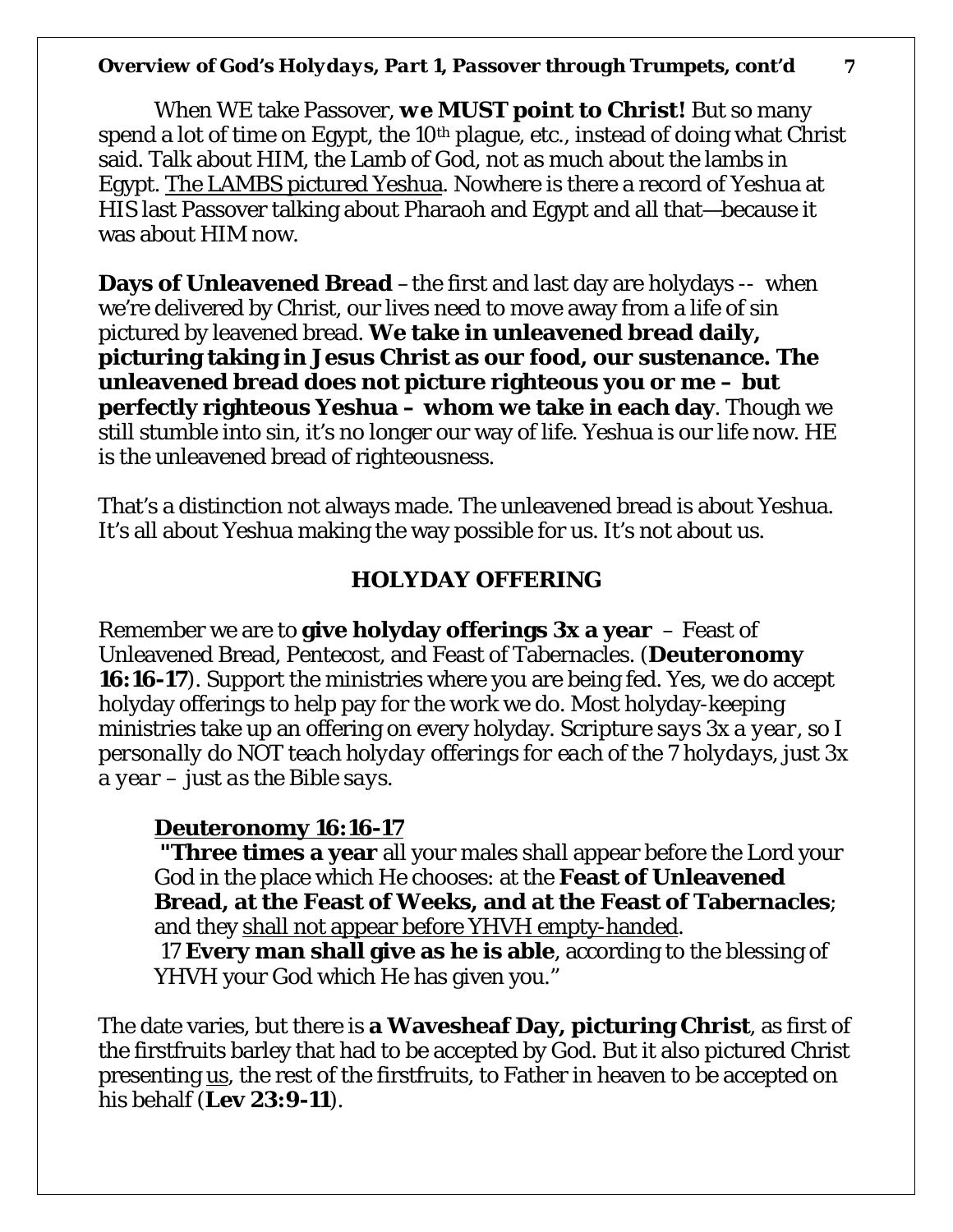When WE take Passover, **we MUST point to Christ!** But so many spend a lot of time on Egypt, the 10th plague, etc., instead of doing what Christ said. Talk about HIM, the Lamb of God, not as much about the lambs in Egypt. <u>The LAMBS pictured Yeshua</u>. Nowhere is there a record of Yeshua at HIS last Passover talking about Pharaoh and Egypt and all that—because it was about HIM now.

**Days of Unleavened Bread** – the first and last day are holydays -- when we're delivered by Christ, our lives need to move away from a life of sin pictured by leavened bread. **We take in unleavened bread daily, picturing taking in Jesus Christ as our food, our sustenance. The unleavened bread does not picture righteous you or me – but perfectly righteous Yeshua – whom we take in each day**. Though we still stumble into sin, it's no longer our way of life. Yeshua is our life now. HE is the unleavened bread of righteousness.

That's a distinction not always made. The unleavened bread is about Yeshua. It's all about Yeshua making the way possible for us. It's not about us.

## HOLYDAY OFFERING

Remember we are to **give holyday offerings 3x a year** – Feast of Unleavened Bread, Pentecost, and Feast of Tabernacles. (**Deuteronomy 16:16-17**). Support the ministries where you are being fed. Yes, we do accept holyday offerings to help pay for the work we do. Most holyday-keeping ministries take up an offering on every holyday. *Scripture says 3x a year, so I personally do NOT teach holyday offerings for each of the 7 holydays, just 3x a year – just as the Bible says.*

> **<u>Deuteronomy 16:16-17</u>**
> **"Three times a year** all your males shall appear before the Lord your God in the place which He chooses: at the **Feast of Unleavened Bread, at the Feast of Weeks, and at the Feast of Tabernacles**; and they <u>shall not appear before YHVH empty-handed</u>.
> 17 **Every man shall give as he is able**, according to the blessing of YHVH your God which He has given you."

The date varies, but there is **a Wavesheaf Day, picturing Christ**, as first of the firstfruits barley that had to be accepted by God. But it also pictured Christ presenting <u>us</u>, the rest of the firstfruits, to Father in heaven to be accepted on his behalf (**Lev 23:9-11**).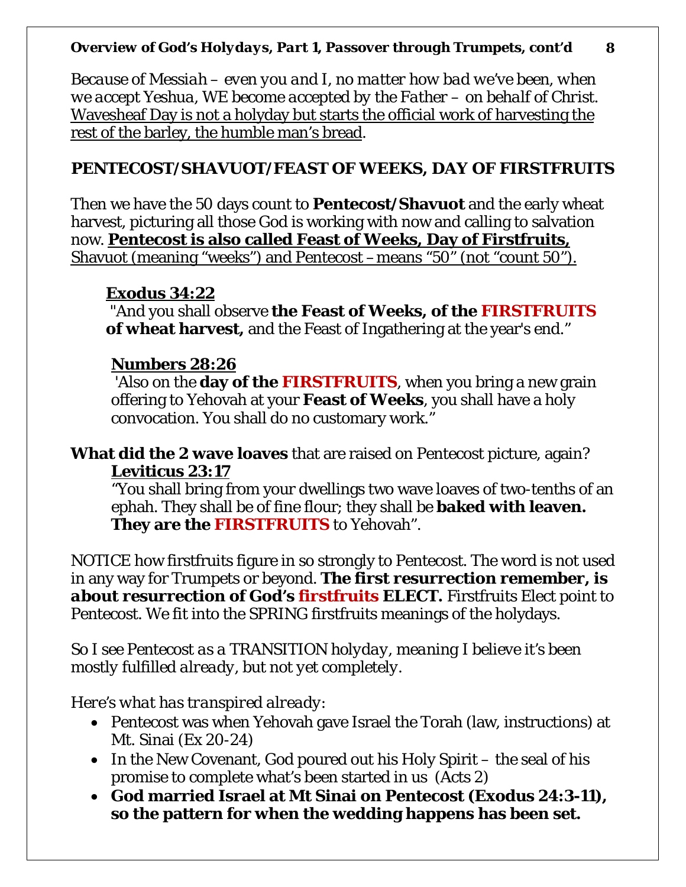*Because of Messiah – even you and I, no matter how bad we've been, when we accept Yeshua, WE become accepted by the Father – on behalf of Christ.* <u>Wavesheaf Day is not a holyday but starts the official work of harvesting the rest of the barley, the humble man's bread</u>.

## PENTECOST/SHAVUOT/FEAST OF WEEKS, DAY OF FIRSTFRUITS

Then we have the 50 days count to **Pentecost/Shavuot** and the early wheat harvest, picturing all those God is working with now and calling to salvation now. **<u>Pentecost is also called Feast of Weeks, Day of Firstfruits,</u>** <u>Shavuot (meaning "weeks") and Pentecost – means "50" (not "count 50").</u>

> **<u>Exodus 34:22</u>**
> "And you shall observe **the Feast of Weeks, of the FIRSTFRUITS of wheat harvest,** and the Feast of Ingathering at the year's end."

> **<u>Numbers 28:26</u>**
> 'Also on the **day of the FIRSTFRUITS**, when you bring a new grain offering to Yehovah at your **Feast of Weeks**, you shall have a holy convocation. You shall do no customary work."

**What did the 2 wave loaves** that are raised on Pentecost picture, again?

> **<u>Leviticus 23:17</u>**
> "You shall bring from your dwellings two wave loaves of two-tenths of an ephah. They shall be of fine flour; they shall be **baked with leaven. They are the FIRSTFRUITS** to Yehovah".

NOTICE how firstfruits figure in so strongly to Pentecost. The word is not used in any way for Trumpets or beyond. **The first resurrection remember, is *about* resurrection of God's firstfruits ELECT.** Firstfruits Elect point to Pentecost. We fit into the SPRING firstfruits meanings of the holydays.

*So I see Pentecost as a TRANSITION holyday, meaning I believe it's been mostly fulfilled already, but not yet completely.*

*Here's what has transpired already:*

- Pentecost was when Yehovah gave Israel the Torah (law, instructions) at Mt. Sinai (Ex 20-24)
- In the New Covenant, God poured out his Holy Spirit – the seal of his promise to complete what's been started in us (Acts 2)
- **God married Israel at Mt Sinai on Pentecost (Exodus 24:3-11), so the pattern for when the wedding happens has been set.**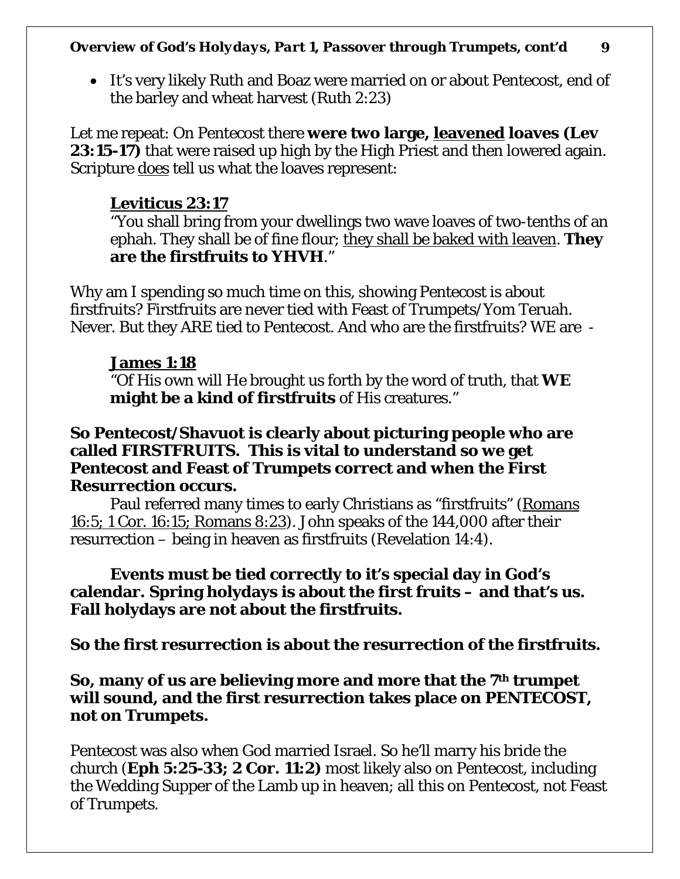- It's very likely Ruth and Boaz were married on or about Pentecost, end of the barley and wheat harvest (Ruth 2:23)

Let me repeat: On Pentecost there **were two large, <u>leavened</u> loaves (Lev 23:15-17)** that were raised up high by the High Priest and then lowered again. Scripture <u>does</u> tell us what the loaves represent:

> **<u>Leviticus 23:17</u>**
> "You shall bring from your dwellings two wave loaves of two-tenths of an ephah. They shall be of fine flour; <u>they shall be baked with leaven</u>. **They are the firstfruits to YHVH**."

Why am I spending so much time on this, showing Pentecost is about firstfruits? Firstfruits are never tied with Feast of Trumpets/Yom Teruah. Never. But they ARE tied to Pentecost. And who are the firstfruits? WE are -

> **<u>James 1:18</u>**
> "Of His own will He brought us forth by the word of truth, that **WE might be a kind of firstfruits** of His creatures."

**So Pentecost/Shavuot is clearly about picturing people who are called FIRSTFRUITS. This is vital to understand so we get Pentecost and Feast of Trumpets correct and when the First Resurrection occurs.**

Paul referred many times to early Christians as "firstfruits" (<u>Romans 16:5; 1 Cor. 16:15; Romans 8:23</u>). John speaks of the 144,000 after their resurrection – being in heaven as firstfruits (Revelation 14:4).

**Events must be tied correctly to it's special day in God's calendar. Spring holydays is about the first fruits – and that's us. Fall holydays are not about the firstfruits.**

**So the first resurrection is about the resurrection of the firstfruits.**

**So, many of us are believing more and more that the 7th trumpet will sound, and the first resurrection takes place on PENTECOST, not on Trumpets.**

Pentecost was also when God married Israel. So he'll marry his bride the church (**Eph 5:25-33; 2 Cor. 11:2)** most likely also on Pentecost, including the Wedding Supper of the Lamb up in heaven; all this on Pentecost, not Feast of Trumpets.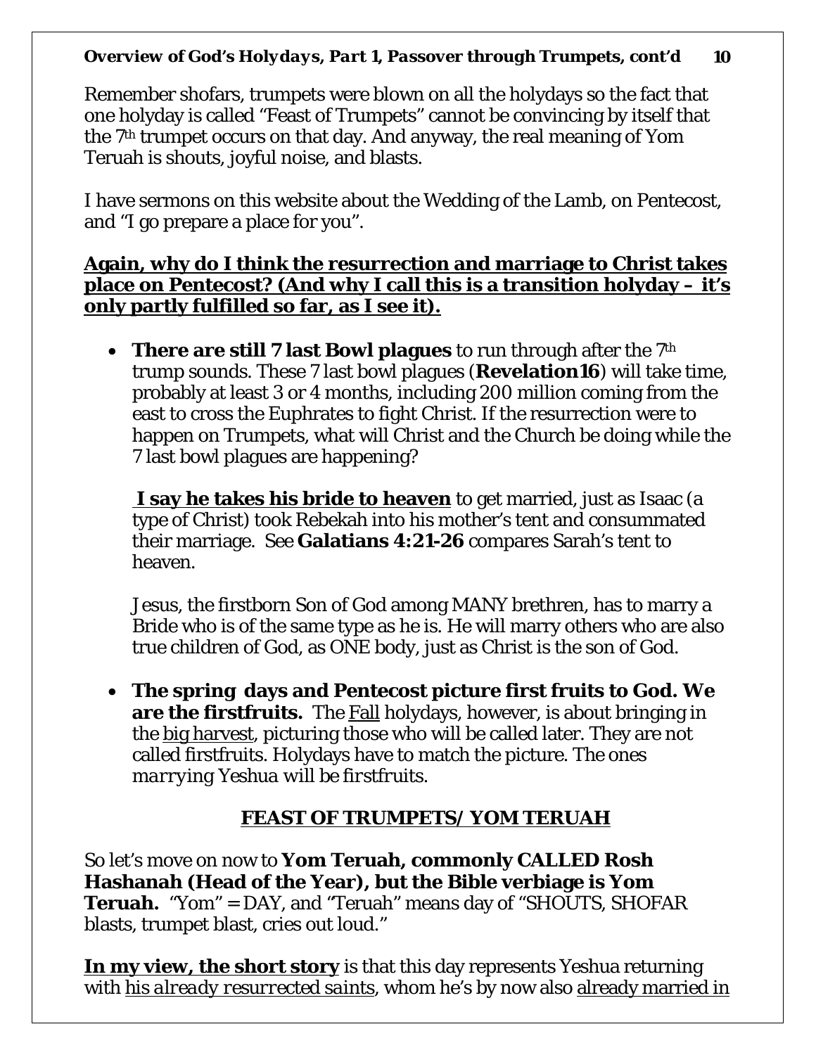Remember shofars, trumpets were blown on all the holydays so the fact that one holyday is called "Feast of Trumpets" cannot be convincing by itself that the 7th trumpet occurs on that day. And anyway, the real meaning of Yom Teruah is shouts, joyful noise, and blasts.

I have sermons on this website about the Wedding of the Lamb, on Pentecost, and "I go prepare a place for you".

**<u>Again, why do I think the resurrection and marriage to Christ takes place on Pentecost? (And why I call this is a transition holyday – it's only partly fulfilled so far, as I see it).</u>**

- **There are still 7 last Bowl plagues** to run through after the 7th trump sounds. These 7 last bowl plagues (**Revelation16**) will take time, probably at least 3 or 4 months, including 200 million coming from the east to cross the Euphrates to fight Christ. If the resurrection were to happen on Trumpets, what will Christ and the Church be doing while the 7 last bowl plagues are happening?

  **<u>I say he takes his bride to heaven</u>** to get married, just as Isaac (a type of Christ) took Rebekah into his mother's tent and consummated their marriage. See **Galatians 4:21-26** compares Sarah's tent to heaven.

  Jesus, the firstborn Son of God among MANY brethren, has to marry a Bride who is of the same type as he is. He will marry others who are also true children of God, as ONE body, just as Christ is the son of God.

- **The spring days and Pentecost picture first fruits to God. We are the firstfruits.** The <u>Fall</u> holydays, however, is about bringing in the <u>big harvest</u>, picturing those who will be called later. They are not called firstfruits. Holydays have to match the picture. The ones *marrying Yeshua will be firstfruits.*

## <u>FEAST OF TRUMPETS/ YOM TERUAH</u>

So let's move on now to **Yom Teruah, commonly CALLED Rosh Hashanah (Head of the Year), but the Bible verbiage is Yom Teruah.** "Yom" = DAY, and "Teruah" means day of "SHOUTS, SHOFAR blasts, trumpet blast, cries out loud."

**<u>In my view, the short story</u>** is that this day represents Yeshua returning with <u>*his already resurrected saints*</u>, whom he's by now also <u>already married in</u>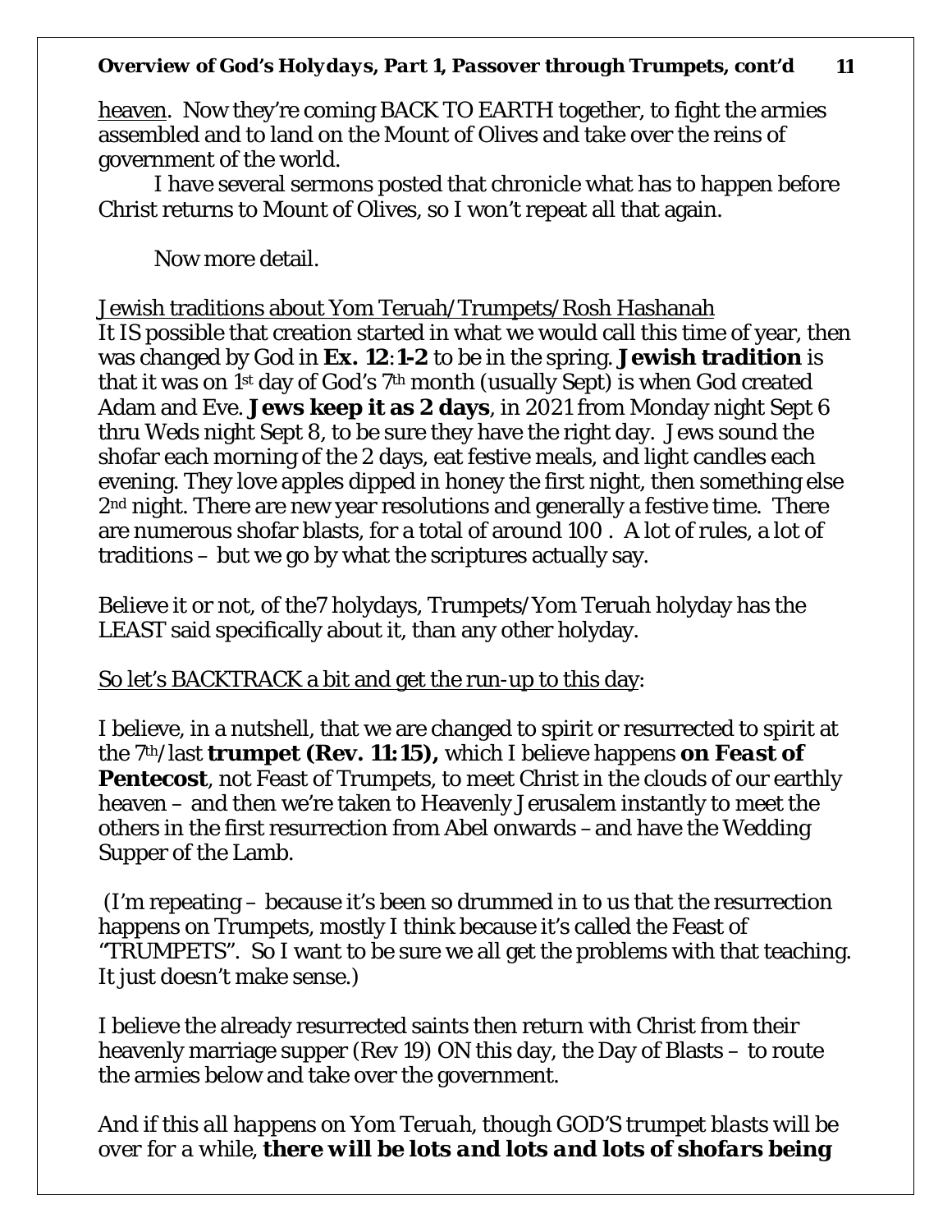heaven. Now they're coming BACK TO EARTH together, to fight the armies assembled and to land on the Mount of Olives and take over the reins of government of the world.

I have several sermons posted that chronicle what has to happen before Christ returns to Mount of Olives, so I won't repeat all that again.

Now more detail.

Jewish traditions about Yom Teruah/Trumpets/Rosh Hashanah

It IS possible that creation started in what we would call this time of year, then was changed by God in **Ex. 12:1-2** to be in the spring. **Jewish tradition** is that it was on 1st day of God's 7th month (usually Sept) is when God created Adam and Eve. **Jews keep it as 2 days**, in 2021 from Monday night Sept 6 thru Weds night Sept 8, to be sure they have the right day. Jews sound the shofar each morning of the 2 days, eat festive meals, and light candles each evening. They love apples dipped in honey the first night, then something else 2nd night. There are new year resolutions and generally a festive time. There are numerous shofar blasts, for a total of around 100 . A lot of rules, a lot of traditions – but we go by what the scriptures actually say.

Believe it or not, of the7 holydays, Trumpets/Yom Teruah holyday has the LEAST said specifically about it, than any other holyday.

So let's BACKTRACK a bit and get the run-up to this day:

I believe, in a nutshell, that we are changed to spirit or resurrected to spirit at the 7th/last **trumpet (Rev. 11:15),** which I believe happens ***on Feast of* Pentecost**, not Feast of Trumpets, to meet Christ in the clouds of our earthly heaven – and then we're taken to Heavenly Jerusalem instantly to meet the others in the first resurrection from Abel onwards – and have the Wedding Supper of the Lamb.

(I'm repeating – because it's been so drummed in to us that the resurrection happens on Trumpets, mostly I think because it's called the Feast of "TRUMPETS". So I want to be sure we all get the problems with that teaching. It just doesn't make sense.)

I believe the already resurrected saints then return with Christ from their heavenly marriage supper (Rev 19) ON this day, the Day of Blasts – to route the armies below and take over the government.

*And if this all happens on Yom Teruah, though GOD'S trumpet blasts will be over for a while,* ***there will be lots and lots and lots of shofars being***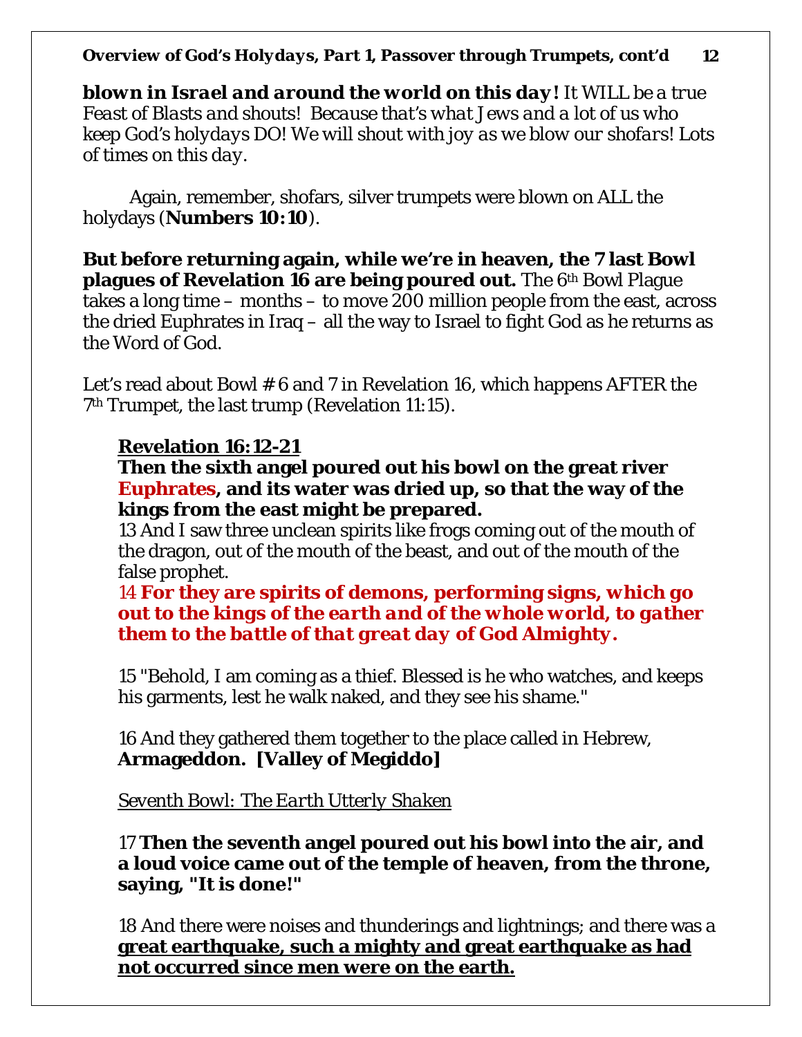***blown in Israel and around the world on this day!** It WILL be a true Feast of Blasts and shouts! Because that's what Jews and a lot of us who keep God's holydays DO! We will shout with joy as we blow our shofars! Lots of times on this day.*

Again, remember, shofars, silver trumpets were blown on ALL the holydays (**Numbers 10:10**).

**But before returning again, while we're in heaven, the 7 last Bowl plagues of Revelation 16 are being poured out.** The 6th Bowl Plague takes a long time – months – to move 200 million people from the east, across the dried Euphrates in Iraq – all the way to Israel to fight God as he returns as the Word of God.

Let's read about Bowl # 6 and 7 in Revelation 16, which happens AFTER the 7th Trumpet, the last trump (Revelation 11:15).

> **Revelation 16:12-21**
>
> **Then the sixth angel poured out his bowl on the great river Euphrates, and its water was dried up, so that the way of the kings from the east might be prepared.**
>
> 13 And I saw three unclean spirits like frogs coming out of the mouth of the dragon, out of the mouth of the beast, and out of the mouth of the false prophet.
>
> 14 ***For they are spirits of demons, performing signs, which go out to the kings of the earth and of the whole world, to gather them to the battle of that great day of God Almighty.***
>
> 15 "Behold, I am coming as a thief. Blessed is he who watches, and keeps his garments, lest he walk naked, and they see his shame."
>
> 16 And they gathered them together to the place called in Hebrew, **Armageddon. [Valley of Megiddo]**
>
> *Seventh Bowl: The Earth Utterly Shaken*
>
> 17 **Then the seventh angel poured out his bowl into the air, and a loud voice came out of the temple of heaven, from the throne, saying, "It is done!"**
>
> 18 And there were noises and thunderings and lightnings; and there was a **great earthquake, such a mighty and great earthquake as had not occurred since men were on the earth.**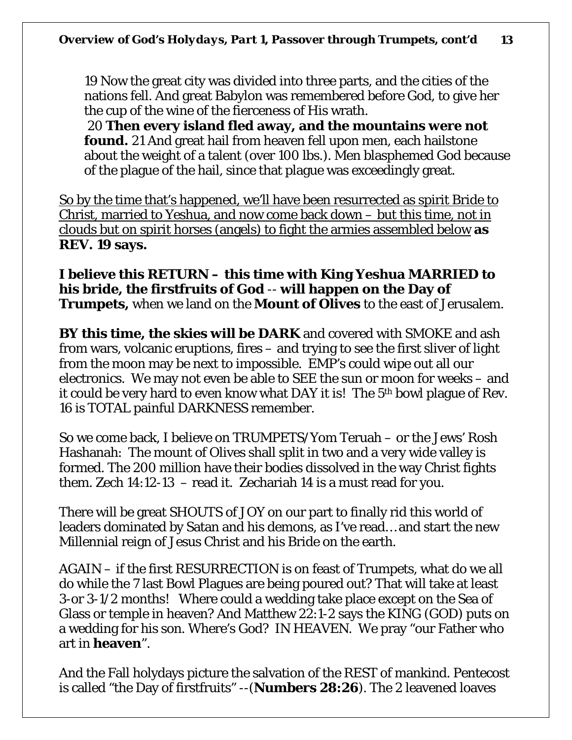> 19 Now the great city was divided into three parts, and the cities of the nations fell. And great Babylon was remembered before God, to give her the cup of the wine of the fierceness of His wrath.
> 20 **Then every island fled away, and the mountains were not found.** 21 And great hail from heaven fell upon men, each hailstone about the weight of a talent (over 100 lbs.). Men blasphemed God because of the plague of the hail, since that plague was exceedingly great.

<u>So by the time that's happened, we'll have been resurrected as spirit Bride to Christ, married to Yeshua, and now come back down – but this time, not in clouds but on spirit horses (angels) to fight the armies assembled below</u> **as REV. 19 says.**

**I believe this RETURN – this time with King Yeshua MARRIED to his bride, the firstfruits of God** -- **will happen on the Day of Trumpets,** when we land on the **Mount of Olives** to the east of Jerusalem.

**BY this time, the skies will be DARK** and covered with SMOKE and ash from wars, volcanic eruptions, fires – and trying to see the first sliver of light from the moon may be next to impossible. EMP's could wipe out all our electronics. We may not even be able to SEE the sun or moon for weeks – and it could be very hard to even know what DAY it is! The 5th bowl plague of Rev. 16 is TOTAL painful DARKNESS remember.

So we come back, I believe on TRUMPETS/Yom Teruah – or the Jews' Rosh Hashanah: The mount of Olives shall split in two and a very wide valley is formed. The 200 million have their bodies dissolved in the way Christ fights them. Zech 14:12-13 – read it. Zechariah 14 is a must read for you.

There will be great SHOUTS of JOY on our part to finally rid this world of leaders dominated by Satan and his demons, as I've read… and start the new Millennial reign of Jesus Christ and his Bride on the earth.

AGAIN – if the first RESURRECTION is on feast of Trumpets, what do we all do while the 7 last Bowl Plagues are being poured out? That will take at least 3-or 3-1/2 months! Where could a wedding take place except on the Sea of Glass or temple in heaven? And Matthew 22:1-2 says the KING (GOD) puts on a wedding for his son. Where's God? IN HEAVEN. We pray "our Father who art in **heaven**".

And the Fall holydays picture the salvation of the REST of mankind. Pentecost is called "the Day of firstfruits" --(**Numbers 28:26**). The 2 leavened loaves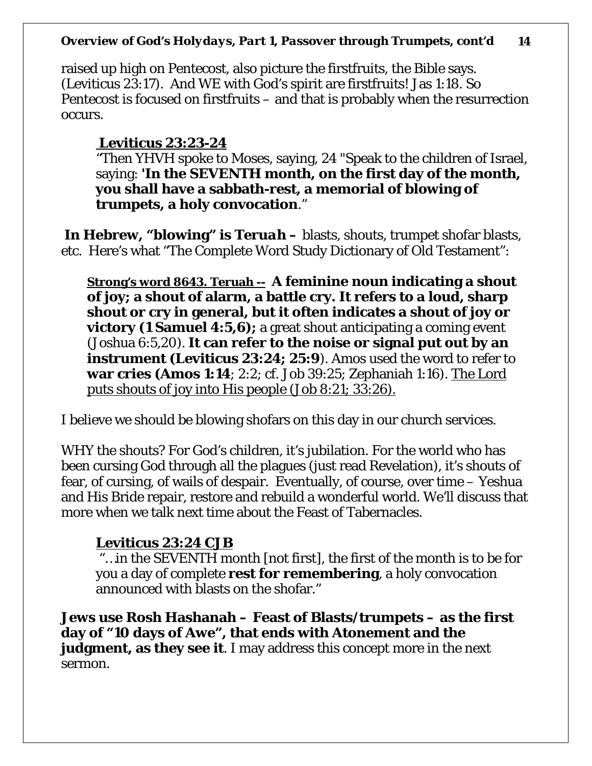raised up high on Pentecost, also picture the firstfruits, the Bible says. (Leviticus 23:17). And WE with God's spirit are firstfruits! Jas 1:18. So Pentecost is focused on firstfruits – and that is probably when the resurrection occurs.

> **Leviticus 23:23-24**
> "Then YHVH spoke to Moses, saying, 24 "Speak to the children of Israel, saying: '**In the SEVENTH month, on the first day of the month, you shall have a sabbath-rest, a memorial of blowing of trumpets, a holy convocation**."

**In Hebrew, "blowing" is *Teruah* –** blasts, shouts, trumpet shofar blasts, etc. Here's what "The Complete Word Study Dictionary of Old Testament":

> **Strong's word 8643. Teruah -- A feminine noun indicating a shout of joy; a shout of alarm, a battle cry. It refers to a loud, sharp shout or cry in general, but it often indicates a shout of joy or victory (1 Samuel 4:5,6);** a great shout anticipating a coming event (Joshua 6:5,20). **It can refer to the noise or signal put out by an instrument (Leviticus 23:24; 25:9**). Amos used the word to refer to **war cries (Amos 1:14**; 2:2; cf. Job 39:25; Zephaniah 1:16). The Lord puts shouts of joy into His people (Job 8:21; 33:26).

I believe we should be blowing shofars on this day in our church services.

WHY the shouts? For God's children, it's jubilation. For the world who has been cursing God through all the plagues (just read Revelation), it's shouts of fear, of cursing, of wails of despair. Eventually, of course, over time – Yeshua and His Bride repair, restore and rebuild a wonderful world. We'll discuss that more when we talk next time about the Feast of Tabernacles.

> **Leviticus 23:24 CJB**
> "…in the SEVENTH month [not first], the first of the month is to be for you a day of complete **rest for remembering**, a holy convocation announced with blasts on the shofar."

**Jews use Rosh Hashanah – Feast of Blasts/trumpets – as the first day of "10 days of Awe", that ends with Atonement and the judgment, as they see it**. I may address this concept more in the next sermon.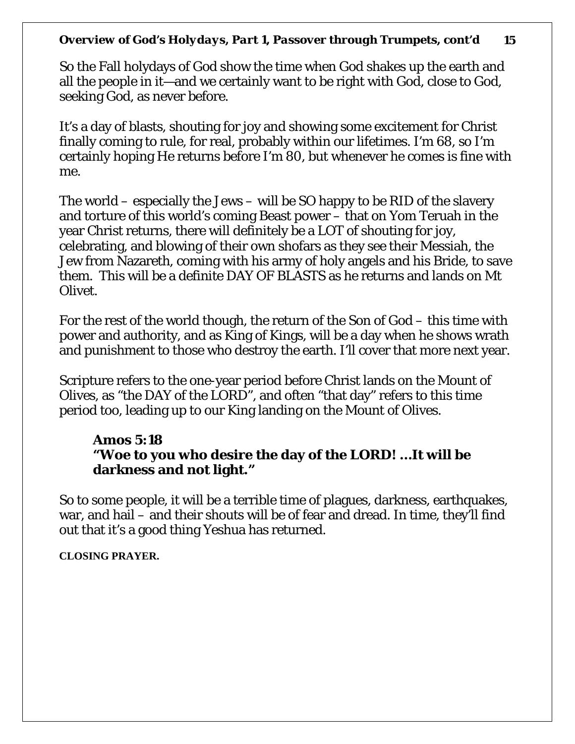So the Fall holydays of God show the time when God shakes up the earth and all the people in it—and we certainly want to be right with God, close to God, seeking God, as never before.

It's a day of blasts, shouting for joy and showing some excitement for Christ finally coming to rule, for real, probably within our lifetimes. I'm 68, so I'm certainly hoping He returns before I'm 80, but whenever he comes is fine with me.

The world – especially the Jews – will be SO happy to be RID of the slavery and torture of this world's coming Beast power – that on Yom Teruah in the year Christ returns, there will definitely be a LOT of shouting for joy, celebrating, and blowing of their own shofars as they see their Messiah, the Jew from Nazareth, coming with his army of holy angels and his Bride, to save them. This will be a definite DAY OF BLASTS as he returns and lands on Mt Olivet.

For the rest of the world though, the return of the Son of God – this time with power and authority, and as King of Kings, will be a day when he shows wrath and punishment to those who destroy the earth. I'll cover that more next year.

Scripture refers to the one-year period before Christ lands on the Mount of Olives, as "the DAY of the LORD", and often "that day" refers to this time period too, leading up to our King landing on the Mount of Olives.

> **Amos 5:18**
> **"Woe to you who desire the day of the LORD! …It will be darkness and not light."**

So to some people, it will be a terrible time of plagues, darkness, earthquakes, war, and hail – and their shouts will be of fear and dread. In time, they'll find out that it's a good thing Yeshua has returned.

**CLOSING PRAYER.**